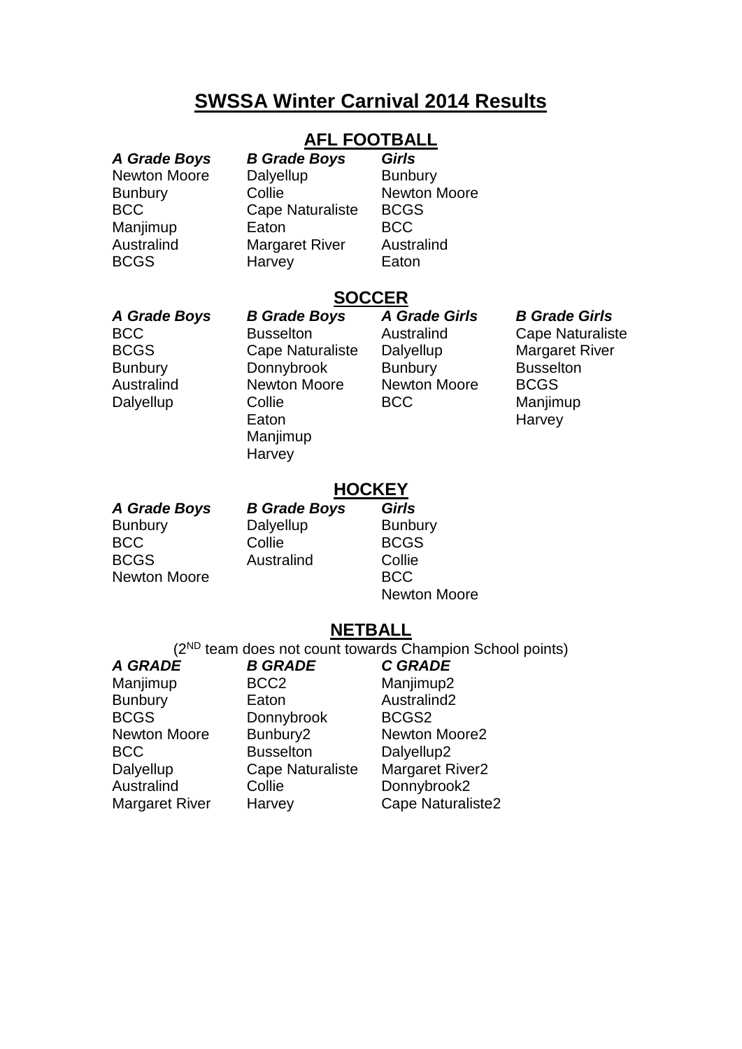# SWSSA Winter Carnival 2014 Results

## AFL FOOTBALL

| *A Grade Boys* | *B Grade Boys* | *Girls* |
|---|---|---|
| Newton Moore | Dalyellup | Bunbury |
| Bunbury | Collie | Newton Moore |
| BCC | Cape Naturaliste | BCGS |
| Manjimup | Eaton | BCC |
| Australind | Margaret River | Australind |
| BCGS | Harvey | Eaton |

## SOCCER

| *A Grade Boys* | *B Grade Boys* | *A Grade Girls* | *B Grade Girls* |
|---|---|---|---|
| BCC | Busselton | Australind | Cape Naturaliste |
| BCGS | Cape Naturaliste | Dalyellup | Margaret River |
| Bunbury | Donnybrook | Bunbury | Busselton |
| Australind | Newton Moore | Newton Moore | BCGS |
| Dalyellup | Collie | BCC | Manjimup |
| | Eaton | | Harvey |
| | Manjimup | | |
| | Harvey | | |

## HOCKEY

| *A Grade Boys* | *B Grade Boys* | *Girls* |
|---|---|---|
| Bunbury | Dalyellup | Bunbury |
| BCC | Collie | BCGS |
| BCGS | Australind | Collie |
| Newton Moore | | BCC |
| | | Newton Moore |

## NETBALL

(2ND team does not count towards Champion School points)

| *A GRADE* | *B GRADE* | *C GRADE* |
|---|---|---|
| Manjimup | BCC2 | Manjimup2 |
| Bunbury | Eaton | Australind2 |
| BCGS | Donnybrook | BCGS2 |
| Newton Moore | Bunbury2 | Newton Moore2 |
| BCC | Busselton | Dalyellup2 |
| Dalyellup | Cape Naturaliste | Margaret River2 |
| Australind | Collie | Donnybrook2 |
| Margaret River | Harvey | Cape Naturaliste2 |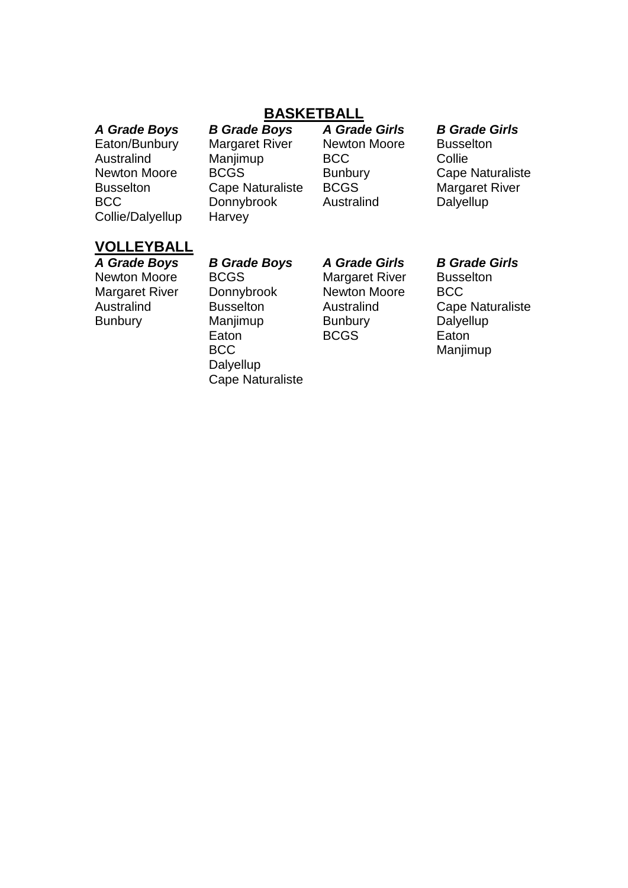## BASKETBALL

| A Grade Boys | B Grade Boys | A Grade Girls | B Grade Girls |
|---|---|---|---|
| Eaton/Bunbury | Margaret River | Newton Moore | Busselton |
| Australind | Manjimup | BCC | Collie |
| Newton Moore | BCGS | Bunbury | Cape Naturaliste |
| Busselton | Cape Naturaliste | BCGS | Margaret River |
| BCC | Donnybrook | Australind | Dalyellup |
| Collie/Dalyellup | Harvey | | |

## VOLLEYBALL

| A Grade Boys | B Grade Boys | A Grade Girls | B Grade Girls |
|---|---|---|---|
| Newton Moore | BCGS | Margaret River | Busselton |
| Margaret River | Donnybrook | Newton Moore | BCC |
| Australind | Busselton | Australind | Cape Naturaliste |
| Bunbury | Manjimup | Bunbury | Dalyellup |
| | Eaton | BCGS | Eaton |
| | BCC | | Manjimup |
| | Dalyellup | | |
| | Cape Naturaliste | | |